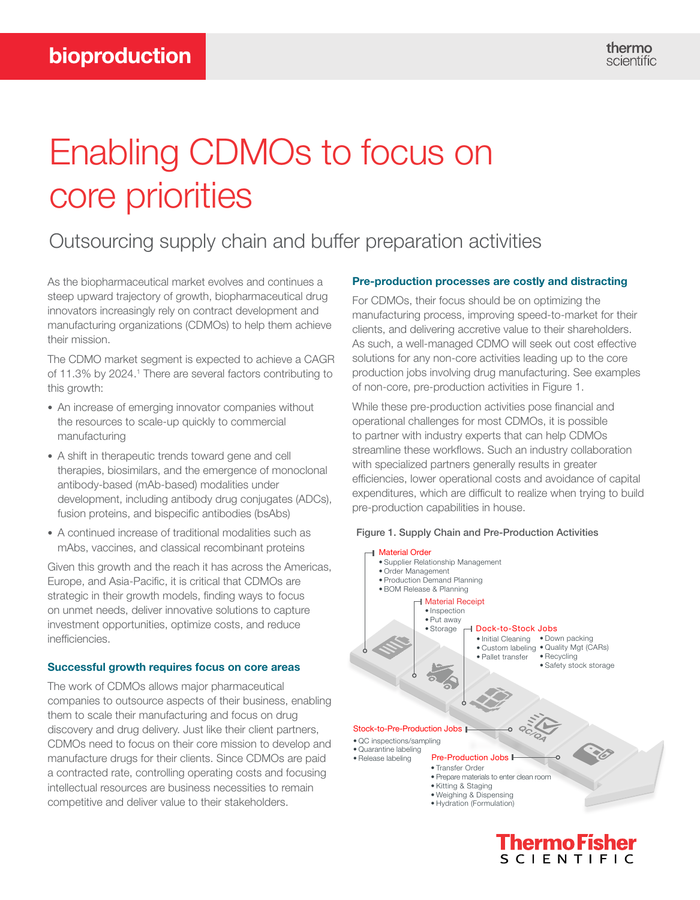# Enabling CDMOs to focus on core priorities

## Outsourcing supply chain and buffer preparation activities

As the biopharmaceutical market evolves and continues a steep upward trajectory of growth, biopharmaceutical drug innovators increasingly rely on contract development and manufacturing organizations (CDMOs) to help them achieve their mission.

The CDMO market segment is expected to achieve a CAGR of 11.3% by 2024.[1] There are several factors contributing to this growth:

- An increase of emerging innovator companies without the resources to scale-up quickly to commercial manufacturing
- A shift in therapeutic trends toward gene and cell therapies, biosimilars, and the emergence of monoclonal antibody-based (mAb-based) modalities under development, including antibody drug conjugates (ADCs), fusion proteins, and bispecific antibodies (bsAbs)
- A continued increase of traditional modalities such as mAbs, vaccines, and classical recombinant proteins

Given this growth and the reach it has across the Americas, Europe, and Asia-Pacific, it is critical that CDMOs are strategic in their growth models, finding ways to focus on unmet needs, deliver innovative solutions to capture investment opportunities, optimize costs, and reduce inefficiencies.

### Successful growth requires focus on core areas

The work of CDMOs allows major pharmaceutical companies to outsource aspects of their business, enabling them to scale their manufacturing and focus on drug discovery and drug delivery. Just like their client partners, CDMOs need to focus on their core mission to develop and manufacture drugs for their clients. Since CDMOs are paid a contracted rate, controlling operating costs and focusing intellectual resources are business necessities to remain competitive and deliver value to their stakeholders.

### Pre-production processes are costly and distracting

For CDMOs, their focus should be on optimizing the manufacturing process, improving speed-to-market for their clients, and delivering accretive value to their shareholders. As such, a well-managed CDMO will seek out cost effective solutions for any non-core activities leading up to the core production jobs involving drug manufacturing. See examples of non-core, pre-production activities in Figure 1.

While these pre-production activities pose financial and operational challenges for most CDMOs, it is possible to partner with industry experts that can help CDMOs streamline these workflows. Such an industry collaboration with specialized partners generally results in greater efficiencies, lower operational costs and avoidance of capital expenditures, which are difficult to realize when trying to build pre-production capabilities in house.

**Figure 1. Supply Chain and Pre-Production Activities**

**Material Order**
- Supplier Relationship Management
- Order Management
- Production Demand Planning
- BOM Release & Planning

**Material Receipt**
- Inspection
- Put away
- Storage

**Dock-to-Stock Jobs**
- Initial Cleaning
- Custom labeling
- Pallet transfer
- Down packing
- Quality Mgt (CARs)
- Recycling
- Safety stock storage

**Stock-to-Pre-Production Jobs**
- QC inspections/sampling
- Quarantine labeling
- Release labeling

**Pre-Production Jobs**
- Transfer Order
- Prepare materials to enter clean room
- Kitting & Staging
- Weighing & Dispensing
- Hydration (Formulation)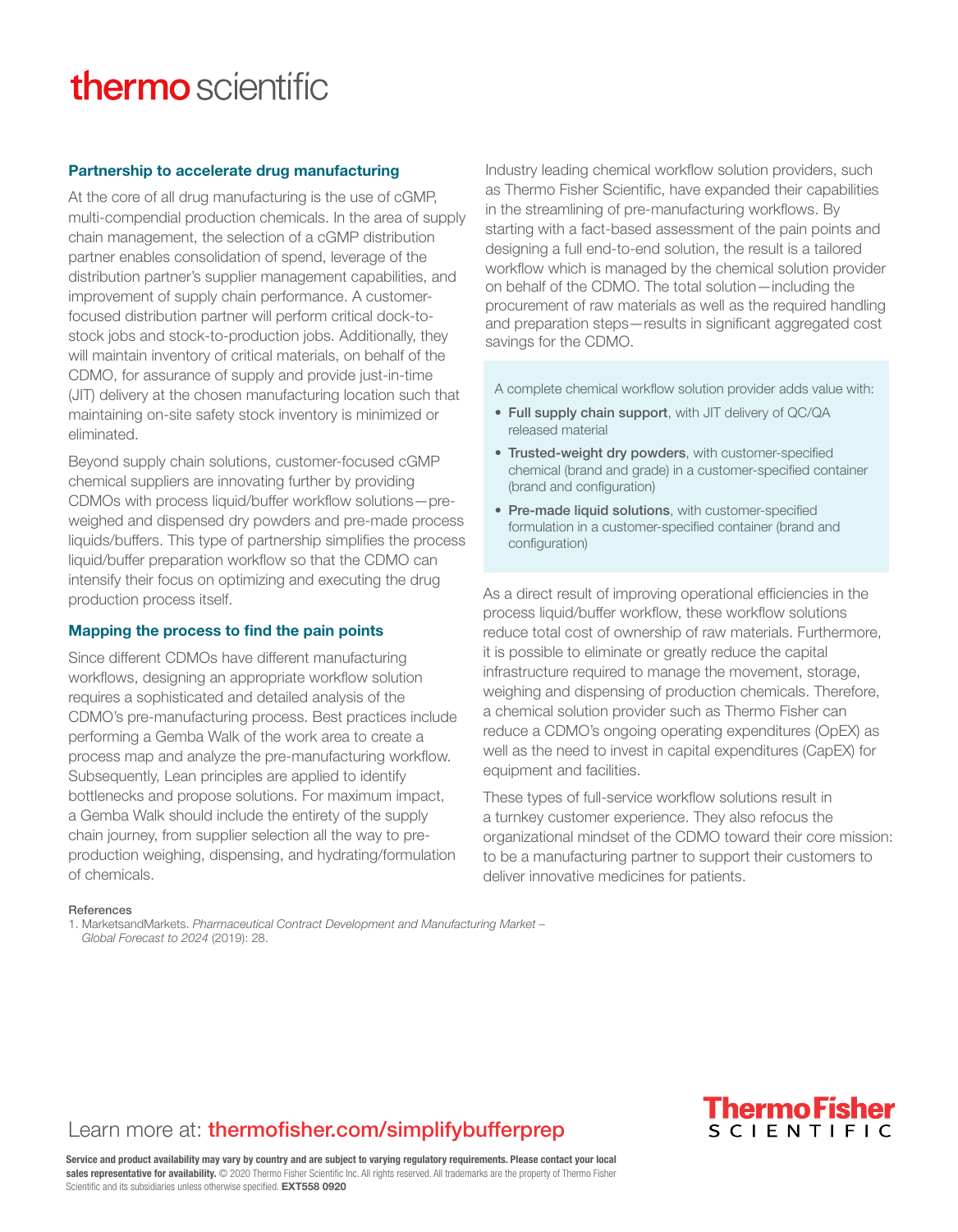## Partnership to accelerate drug manufacturing

At the core of all drug manufacturing is the use of cGMP, multi-compendial production chemicals. In the area of supply chain management, the selection of a cGMP distribution partner enables consolidation of spend, leverage of the distribution partner's supplier management capabilities, and improvement of supply chain performance. A customer-focused distribution partner will perform critical dock-to-stock jobs and stock-to-production jobs. Additionally, they will maintain inventory of critical materials, on behalf of the CDMO, for assurance of supply and provide just-in-time (JIT) delivery at the chosen manufacturing location such that maintaining on-site safety stock inventory is minimized or eliminated.

Beyond supply chain solutions, customer-focused cGMP chemical suppliers are innovating further by providing CDMOs with process liquid/buffer workflow solutions—pre-weighed and dispensed dry powders and pre-made process liquids/buffers. This type of partnership simplifies the process liquid/buffer preparation workflow so that the CDMO can intensify their focus on optimizing and executing the drug production process itself.

## Mapping the process to find the pain points

Since different CDMOs have different manufacturing workflows, designing an appropriate workflow solution requires a sophisticated and detailed analysis of the CDMO's pre-manufacturing process. Best practices include performing a Gemba Walk of the work area to create a process map and analyze the pre-manufacturing workflow. Subsequently, Lean principles are applied to identify bottlenecks and propose solutions. For maximum impact, a Gemba Walk should include the entirety of the supply chain journey, from supplier selection all the way to pre-production weighing, dispensing, and hydrating/formulation of chemicals.

Industry leading chemical workflow solution providers, such as Thermo Fisher Scientific, have expanded their capabilities in the streamlining of pre-manufacturing workflows. By starting with a fact-based assessment of the pain points and designing a full end-to-end solution, the result is a tailored workflow which is managed by the chemical solution provider on behalf of the CDMO. The total solution—including the procurement of raw materials as well as the required handling and preparation steps—results in significant aggregated cost savings for the CDMO.

A complete chemical workflow solution provider adds value with:

- **Full supply chain support**, with JIT delivery of QC/QA released material
- **Trusted-weight dry powders**, with customer-specified chemical (brand and grade) in a customer-specified container (brand and configuration)
- **Pre-made liquid solutions**, with customer-specified formulation in a customer-specified container (brand and configuration)

As a direct result of improving operational efficiencies in the process liquid/buffer workflow, these workflow solutions reduce total cost of ownership of raw materials. Furthermore, it is possible to eliminate or greatly reduce the capital infrastructure required to manage the movement, storage, weighing and dispensing of production chemicals. Therefore, a chemical solution provider such as Thermo Fisher can reduce a CDMO's ongoing operating expenditures (OpEX) as well as the need to invest in capital expenditures (CapEX) for equipment and facilities.

These types of full-service workflow solutions result in a turnkey customer experience. They also refocus the organizational mindset of the CDMO toward their core mission: to be a manufacturing partner to support their customers to deliver innovative medicines for patients.

**References**

1. MarketsandMarkets. *Pharmaceutical Contract Development and Manufacturing Market – Global Forecast to 2024* (2019): 28.

Learn more at: **thermofisher.com/simplifybufferprep**

**Service and product availability may vary by country and are subject to varying regulatory requirements. Please contact your local sales representative for availability.** © 2020 Thermo Fisher Scientific Inc. All rights reserved. All trademarks are the property of Thermo Fisher Scientific and its subsidiaries unless otherwise specified. **EXT558 0920**